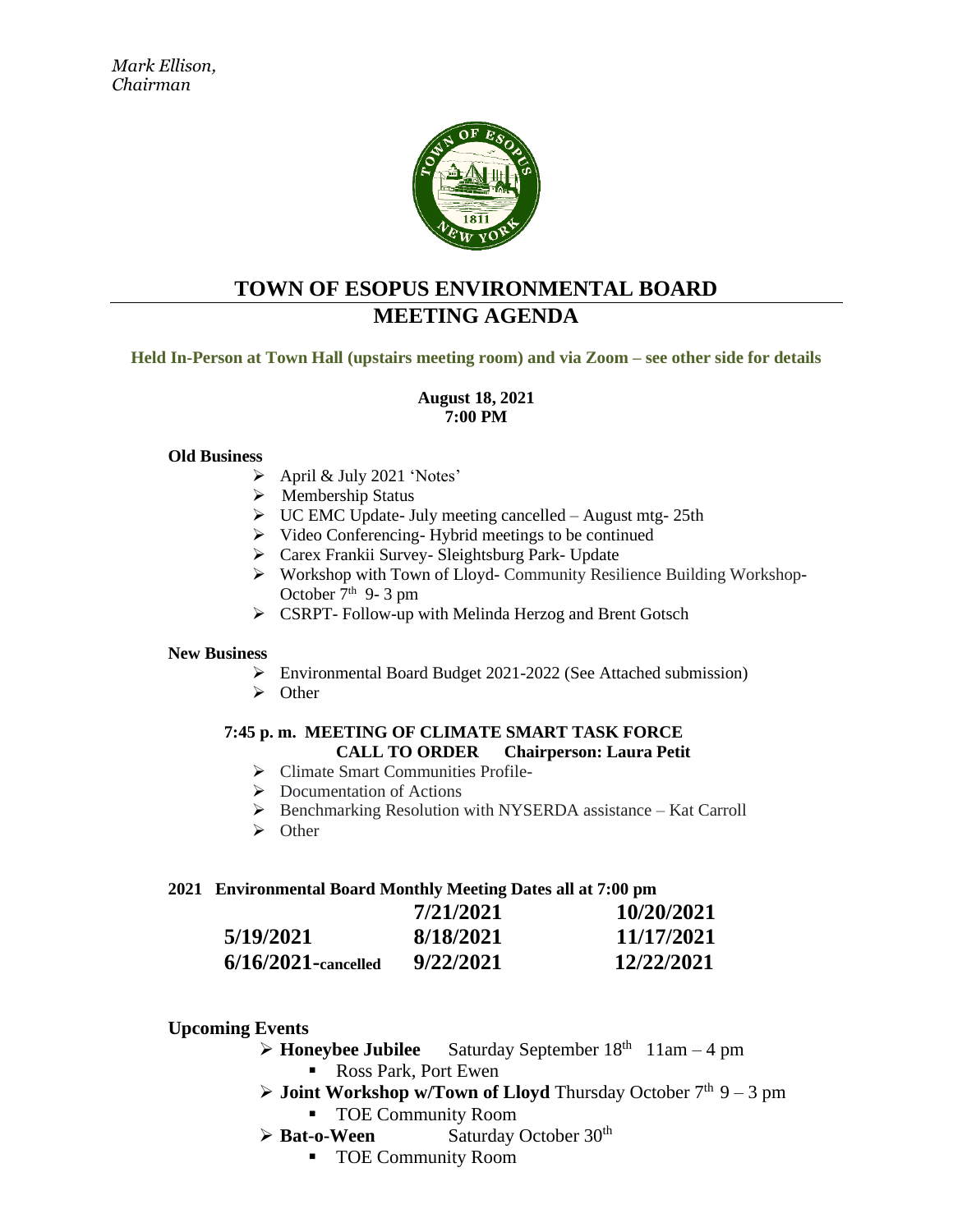*Mark Ellison,*
*Chairman*

# TOWN OF ESOPUS ENVIRONMENTAL BOARD
# MEETING AGENDA

**Held In-Person at Town Hall (upstairs meeting room) and via Zoom – see other side for details**

**August 18, 2021**
**7:00 PM**

**Old Business**

- April & July 2021 'Notes'
- Membership Status
- UC EMC Update- July meeting cancelled – August mtg- 25th
- Video Conferencing- Hybrid meetings to be continued
- Carex Frankii Survey- Sleightsburg Park- Update
- Workshop with Town of Lloyd- Community Resilience Building Workshop- October 7th 9- 3 pm
- CSRPT- Follow-up with Melinda Herzog and Brent Gotsch

**New Business**

- Environmental Board Budget 2021-2022 (See Attached submission)
- Other

**7:45 p. m. MEETING OF CLIMATE SMART TASK FORCE**
**CALL TO ORDER Chairperson: Laura Petit**

- Climate Smart Communities Profile-
- Documentation of Actions
- Benchmarking Resolution with NYSERDA assistance – Kat Carroll
- Other

**2021 Environmental Board Monthly Meeting Dates all at 7:00 pm**

| | | |
|---|---|---|
| | **7/21/2021** | **10/20/2021** |
| **5/19/2021** | **8/18/2021** | **11/17/2021** |
| **6/16/2021-cancelled** | **9/22/2021** | **12/22/2021** |

**Upcoming Events**

- **Honeybee Jubilee** Saturday September 18th 11am – 4 pm
  - Ross Park, Port Ewen
- **Joint Workshop w/Town of Lloyd** Thursday October 7th 9 – 3 pm
  - TOE Community Room
- **Bat-o-Ween** Saturday October 30th
  - TOE Community Room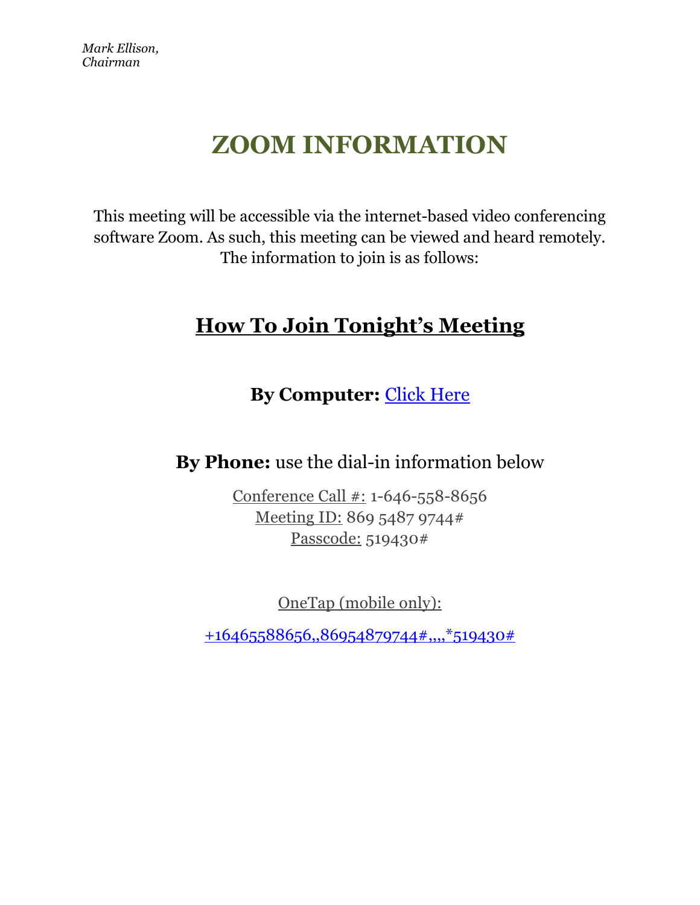*Mark Ellison,*
*Chairman*

# ZOOM INFORMATION

This meeting will be accessible via the internet-based video conferencing software Zoom. As such, this meeting can be viewed and heard remotely. The information to join is as follows:

## How To Join Tonight's Meeting

**By Computer:** Click Here

**By Phone:** use the dial-in information below

Conference Call #: 1-646-558-8656
Meeting ID: 869 5487 9744#
Passcode: 519430#

OneTap (mobile only):

+16465588656,,86954879744#,,,,*519430#